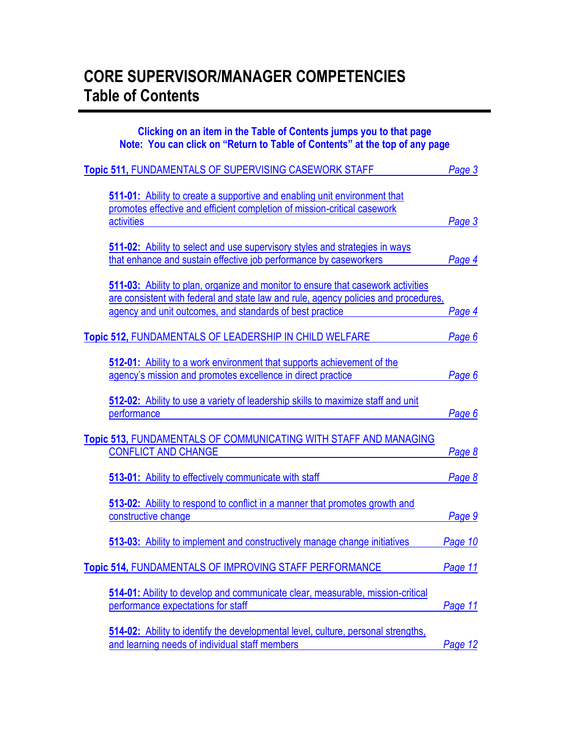# CORE SUPERVISOR/MANAGER COMPETENCIES
## Table of Contents

**Clicking on an item in the Table of Contents jumps you to that page**
**Note: You can click on "Return to Table of Contents" at the top of any page**

**Topic 511,** FUNDAMENTALS OF SUPERVISING CASEWORK STAFF — *Page 3*

- **511-01:** Ability to create a supportive and enabling unit environment that promotes effective and efficient completion of mission-critical casework activities — *Page 3*

- **511-02:** Ability to select and use supervisory styles and strategies in ways that enhance and sustain effective job performance by caseworkers — *Page 4*

- **511-03:** Ability to plan, organize and monitor to ensure that casework activities are consistent with federal and state law and rule, agency policies and procedures, agency and unit outcomes, and standards of best practice — *Page 4*

**Topic 512,** FUNDAMENTALS OF LEADERSHIP IN CHILD WELFARE — *Page 6*

- **512-01:** Ability to a work environment that supports achievement of the agency's mission and promotes excellence in direct practice — *Page 6*

- **512-02:** Ability to use a variety of leadership skills to maximize staff and unit performance — *Page 6*

**Topic 513,** FUNDAMENTALS OF COMMUNICATING WITH STAFF AND MANAGING CONFLICT AND CHANGE — *Page 8*

- **513-01:** Ability to effectively communicate with staff — *Page 8*

- **513-02:** Ability to respond to conflict in a manner that promotes growth and constructive change — *Page 9*

- **513-03:** Ability to implement and constructively manage change initiatives — *Page 10*

**Topic 514,** FUNDAMENTALS OF IMPROVING STAFF PERFORMANCE — *Page 11*

- **514-01:** Ability to develop and communicate clear, measurable, mission-critical performance expectations for staff — *Page 11*

- **514-02:** Ability to identify the developmental level, culture, personal strengths, and learning needs of individual staff members — *Page 12*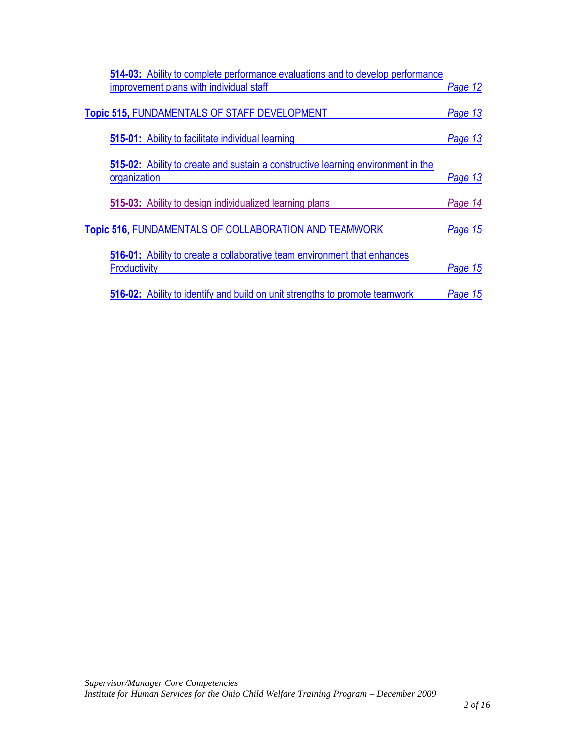**514-03:** Ability to complete performance evaluations and to develop performance improvement plans with individual staff *Page 12*

**Topic 515,** FUNDAMENTALS OF STAFF DEVELOPMENT *Page 13*

**515-01:** Ability to facilitate individual learning *Page 13*

**515-02:** Ability to create and sustain a constructive learning environment in the organization *Page 13*

**515-03:** Ability to design individualized learning plans *Page 14*

**Topic 516,** FUNDAMENTALS OF COLLABORATION AND TEAMWORK *Page 15*

**516-01:** Ability to create a collaborative team environment that enhances Productivity *Page 15*

**516-02:** Ability to identify and build on unit strengths to promote teamwork *Page 15*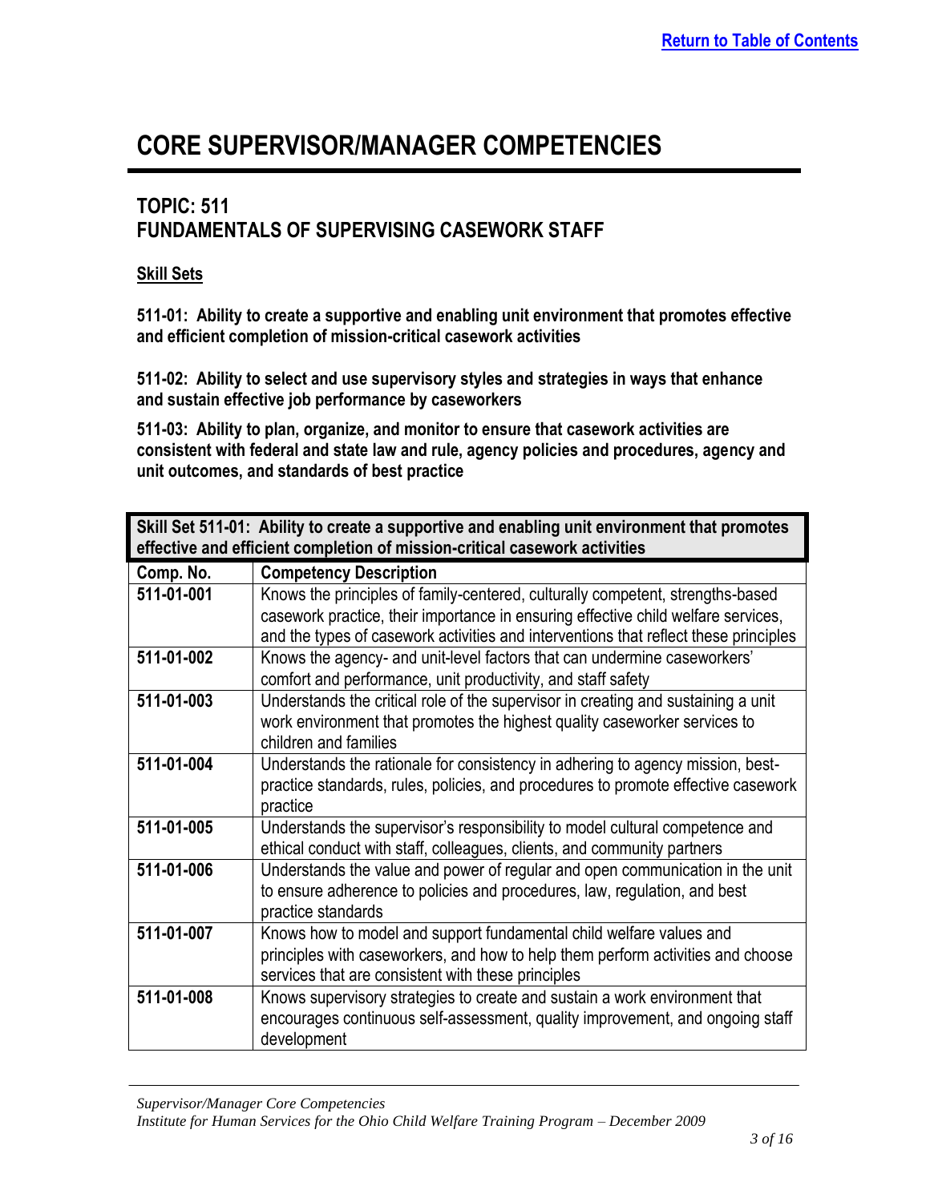# CORE SUPERVISOR/MANAGER COMPETENCIES

## TOPIC: 511
## FUNDAMENTALS OF SUPERVISING CASEWORK STAFF

**Skill Sets**

**511-01: Ability to create a supportive and enabling unit environment that promotes effective and efficient completion of mission-critical casework activities**

**511-02: Ability to select and use supervisory styles and strategies in ways that enhance and sustain effective job performance by caseworkers**

**511-03: Ability to plan, organize, and monitor to ensure that casework activities are consistent with federal and state law and rule, agency policies and procedures, agency and unit outcomes, and standards of best practice**

**Skill Set 511-01: Ability to create a supportive and enabling unit environment that promotes effective and efficient completion of mission-critical casework activities**

| Comp. No. | Competency Description |
|---|---|
| **511-01-001** | Knows the principles of family-centered, culturally competent, strengths-based casework practice, their importance in ensuring effective child welfare services, and the types of casework activities and interventions that reflect these principles |
| **511-01-002** | Knows the agency- and unit-level factors that can undermine caseworkers' comfort and performance, unit productivity, and staff safety |
| **511-01-003** | Understands the critical role of the supervisor in creating and sustaining a unit work environment that promotes the highest quality caseworker services to children and families |
| **511-01-004** | Understands the rationale for consistency in adhering to agency mission, best-practice standards, rules, policies, and procedures to promote effective casework practice |
| **511-01-005** | Understands the supervisor's responsibility to model cultural competence and ethical conduct with staff, colleagues, clients, and community partners |
| **511-01-006** | Understands the value and power of regular and open communication in the unit to ensure adherence to policies and procedures, law, regulation, and best practice standards |
| **511-01-007** | Knows how to model and support fundamental child welfare values and principles with caseworkers, and how to help them perform activities and choose services that are consistent with these principles |
| **511-01-008** | Knows supervisory strategies to create and sustain a work environment that encourages continuous self-assessment, quality improvement, and ongoing staff development |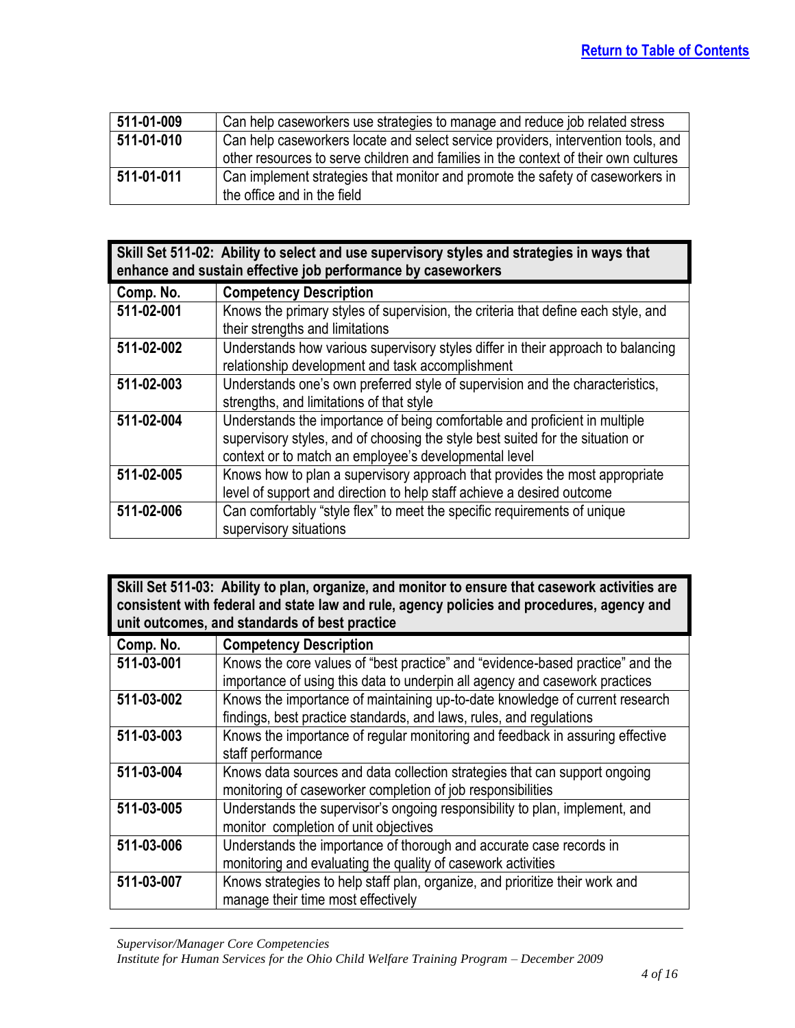| | |
|---|---|
| **511-01-009** | Can help caseworkers use strategies to manage and reduce job related stress |
| **511-01-010** | Can help caseworkers locate and select service providers, intervention tools, and other resources to serve children and families in the context of their own cultures |
| **511-01-011** | Can implement strategies that monitor and promote the safety of caseworkers in the office and in the field |

| **Skill Set 511-02: Ability to select and use supervisory styles and strategies in ways that enhance and sustain effective job performance by caseworkers** | |
|---|---|
| **Comp. No.** | **Competency Description** |
| **511-02-001** | Knows the primary styles of supervision, the criteria that define each style, and their strengths and limitations |
| **511-02-002** | Understands how various supervisory styles differ in their approach to balancing relationship development and task accomplishment |
| **511-02-003** | Understands one's own preferred style of supervision and the characteristics, strengths, and limitations of that style |
| **511-02-004** | Understands the importance of being comfortable and proficient in multiple supervisory styles, and of choosing the style best suited for the situation or context or to match an employee's developmental level |
| **511-02-005** | Knows how to plan a supervisory approach that provides the most appropriate level of support and direction to help staff achieve a desired outcome |
| **511-02-006** | Can comfortably "style flex" to meet the specific requirements of unique supervisory situations |

| **Skill Set 511-03: Ability to plan, organize, and monitor to ensure that casework activities are consistent with federal and state law and rule, agency policies and procedures, agency and unit outcomes, and standards of best practice** | |
|---|---|
| **Comp. No.** | **Competency Description** |
| **511-03-001** | Knows the core values of "best practice" and "evidence-based practice" and the importance of using this data to underpin all agency and casework practices |
| **511-03-002** | Knows the importance of maintaining up-to-date knowledge of current research findings, best practice standards, and laws, rules, and regulations |
| **511-03-003** | Knows the importance of regular monitoring and feedback in assuring effective staff performance |
| **511-03-004** | Knows data sources and data collection strategies that can support ongoing monitoring of caseworker completion of job responsibilities |
| **511-03-005** | Understands the supervisor's ongoing responsibility to plan, implement, and monitor completion of unit objectives |
| **511-03-006** | Understands the importance of thorough and accurate case records in monitoring and evaluating the quality of casework activities |
| **511-03-007** | Knows strategies to help staff plan, organize, and prioritize their work and manage their time most effectively |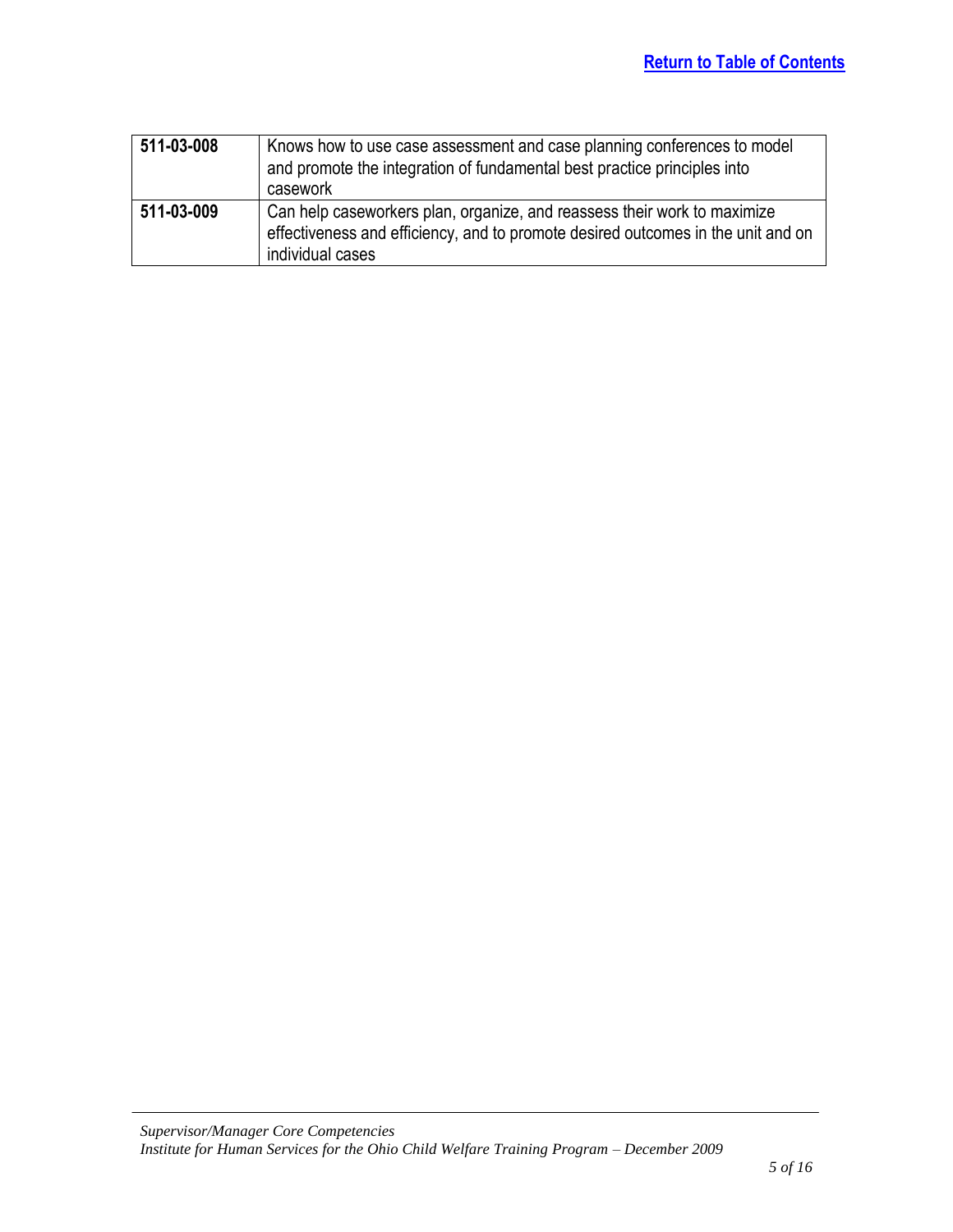[Return to Table of Contents]

| | |
|---|---|
| **511-03-008** | Knows how to use case assessment and case planning conferences to model and promote the integration of fundamental best practice principles into casework |
| **511-03-009** | Can help caseworkers plan, organize, and reassess their work to maximize effectiveness and efficiency, and to promote desired outcomes in the unit and on individual cases |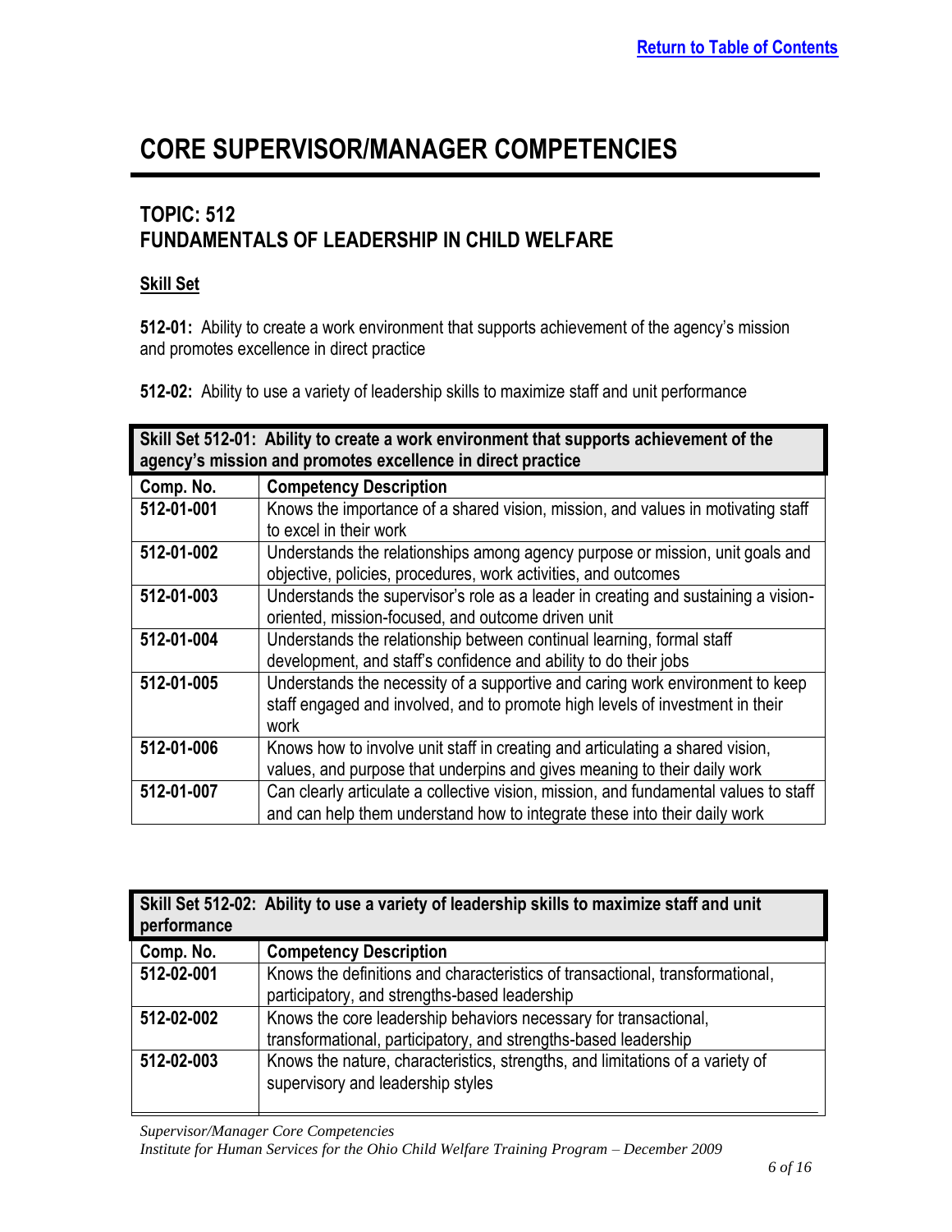# CORE SUPERVISOR/MANAGER COMPETENCIES

## TOPIC: 512
## FUNDAMENTALS OF LEADERSHIP IN CHILD WELFARE

**Skill Set**

**512-01:** Ability to create a work environment that supports achievement of the agency's mission and promotes excellence in direct practice

**512-02:** Ability to use a variety of leadership skills to maximize staff and unit performance

| **Skill Set 512-01: Ability to create a work environment that supports achievement of the agency's mission and promotes excellence in direct practice** | |
|---|---|
| **Comp. No.** | **Competency Description** |
| **512-01-001** | Knows the importance of a shared vision, mission, and values in motivating staff to excel in their work |
| **512-01-002** | Understands the relationships among agency purpose or mission, unit goals and objective, policies, procedures, work activities, and outcomes |
| **512-01-003** | Understands the supervisor's role as a leader in creating and sustaining a vision-oriented, mission-focused, and outcome driven unit |
| **512-01-004** | Understands the relationship between continual learning, formal staff development, and staff's confidence and ability to do their jobs |
| **512-01-005** | Understands the necessity of a supportive and caring work environment to keep staff engaged and involved, and to promote high levels of investment in their work |
| **512-01-006** | Knows how to involve unit staff in creating and articulating a shared vision, values, and purpose that underpins and gives meaning to their daily work |
| **512-01-007** | Can clearly articulate a collective vision, mission, and fundamental values to staff and can help them understand how to integrate these into their daily work |

| **Skill Set 512-02: Ability to use a variety of leadership skills to maximize staff and unit performance** | |
|---|---|
| **Comp. No.** | **Competency Description** |
| **512-02-001** | Knows the definitions and characteristics of transactional, transformational, participatory, and strengths-based leadership |
| **512-02-002** | Knows the core leadership behaviors necessary for transactional, transformational, participatory, and strengths-based leadership |
| **512-02-003** | Knows the nature, characteristics, strengths, and limitations of a variety of supervisory and leadership styles |

*Supervisor/Manager Core Competencies*
*Institute for Human Services for the Ohio Child Welfare Training Program – December 2009*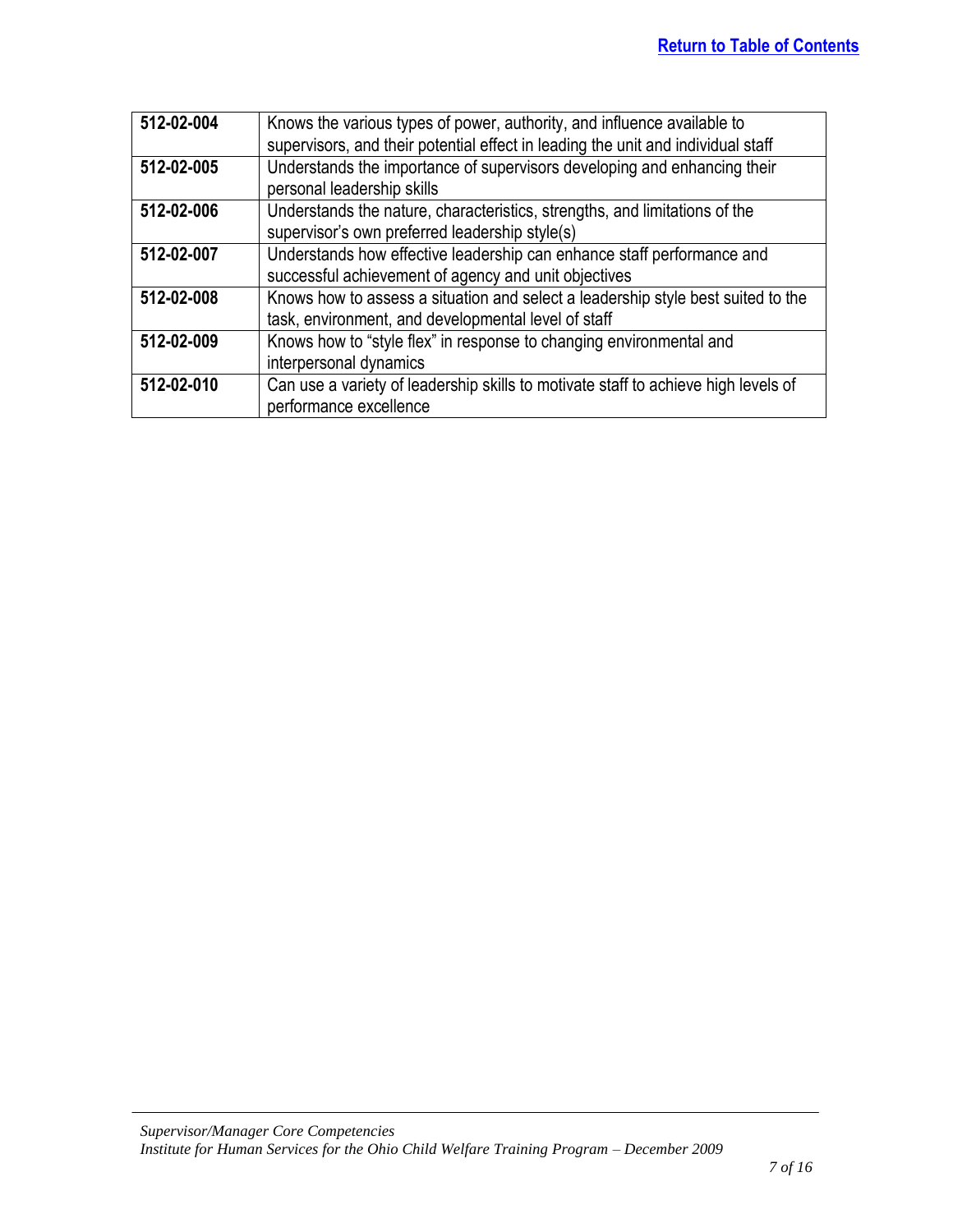[Return to Table of Contents](#)

| | |
|---|---|
| **512-02-004** | Knows the various types of power, authority, and influence available to supervisors, and their potential effect in leading the unit and individual staff |
| **512-02-005** | Understands the importance of supervisors developing and enhancing their personal leadership skills |
| **512-02-006** | Understands the nature, characteristics, strengths, and limitations of the supervisor's own preferred leadership style(s) |
| **512-02-007** | Understands how effective leadership can enhance staff performance and successful achievement of agency and unit objectives |
| **512-02-008** | Knows how to assess a situation and select a leadership style best suited to the task, environment, and developmental level of staff |
| **512-02-009** | Knows how to "style flex" in response to changing environmental and interpersonal dynamics |
| **512-02-010** | Can use a variety of leadership skills to motivate staff to achieve high levels of performance excellence |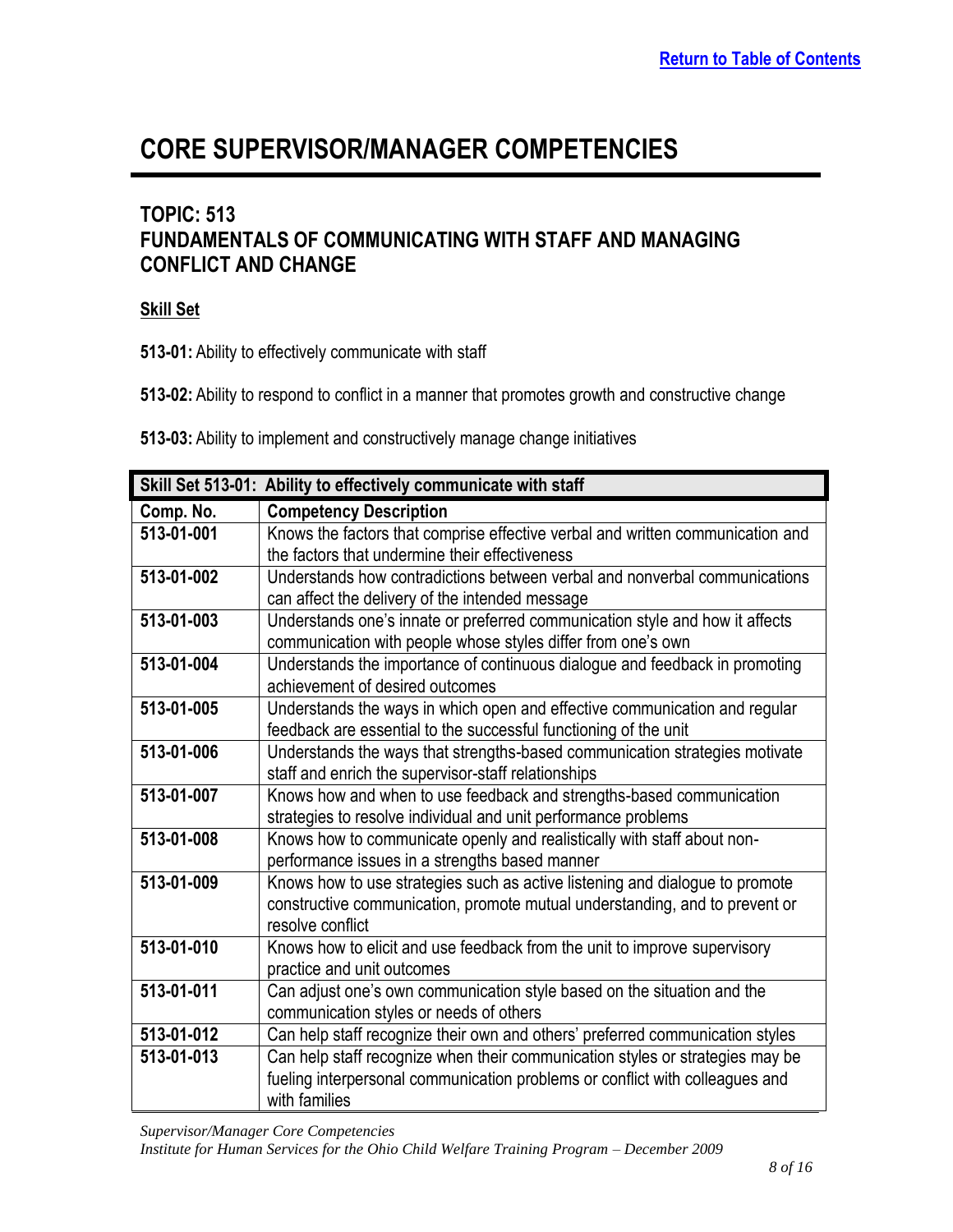# CORE SUPERVISOR/MANAGER COMPETENCIES

## TOPIC: 513
## FUNDAMENTALS OF COMMUNICATING WITH STAFF AND MANAGING CONFLICT AND CHANGE

**Skill Set**

**513-01:** Ability to effectively communicate with staff

**513-02:** Ability to respond to conflict in a manner that promotes growth and constructive change

**513-03:** Ability to implement and constructively manage change initiatives

| **Skill Set 513-01: Ability to effectively communicate with staff** | |
|---|---|
| **Comp. No.** | **Competency Description** |
| **513-01-001** | Knows the factors that comprise effective verbal and written communication and the factors that undermine their effectiveness |
| **513-01-002** | Understands how contradictions between verbal and nonverbal communications can affect the delivery of the intended message |
| **513-01-003** | Understands one's innate or preferred communication style and how it affects communication with people whose styles differ from one's own |
| **513-01-004** | Understands the importance of continuous dialogue and feedback in promoting achievement of desired outcomes |
| **513-01-005** | Understands the ways in which open and effective communication and regular feedback are essential to the successful functioning of the unit |
| **513-01-006** | Understands the ways that strengths-based communication strategies motivate staff and enrich the supervisor-staff relationships |
| **513-01-007** | Knows how and when to use feedback and strengths-based communication strategies to resolve individual and unit performance problems |
| **513-01-008** | Knows how to communicate openly and realistically with staff about non-performance issues in a strengths based manner |
| **513-01-009** | Knows how to use strategies such as active listening and dialogue to promote constructive communication, promote mutual understanding, and to prevent or resolve conflict |
| **513-01-010** | Knows how to elicit and use feedback from the unit to improve supervisory practice and unit outcomes |
| **513-01-011** | Can adjust one's own communication style based on the situation and the communication styles or needs of others |
| **513-01-012** | Can help staff recognize their own and others' preferred communication styles |
| **513-01-013** | Can help staff recognize when their communication styles or strategies may be fueling interpersonal communication problems or conflict with colleagues and with families |

*Supervisor/Manager Core Competencies*
*Institute for Human Services for the Ohio Child Welfare Training Program – December 2009*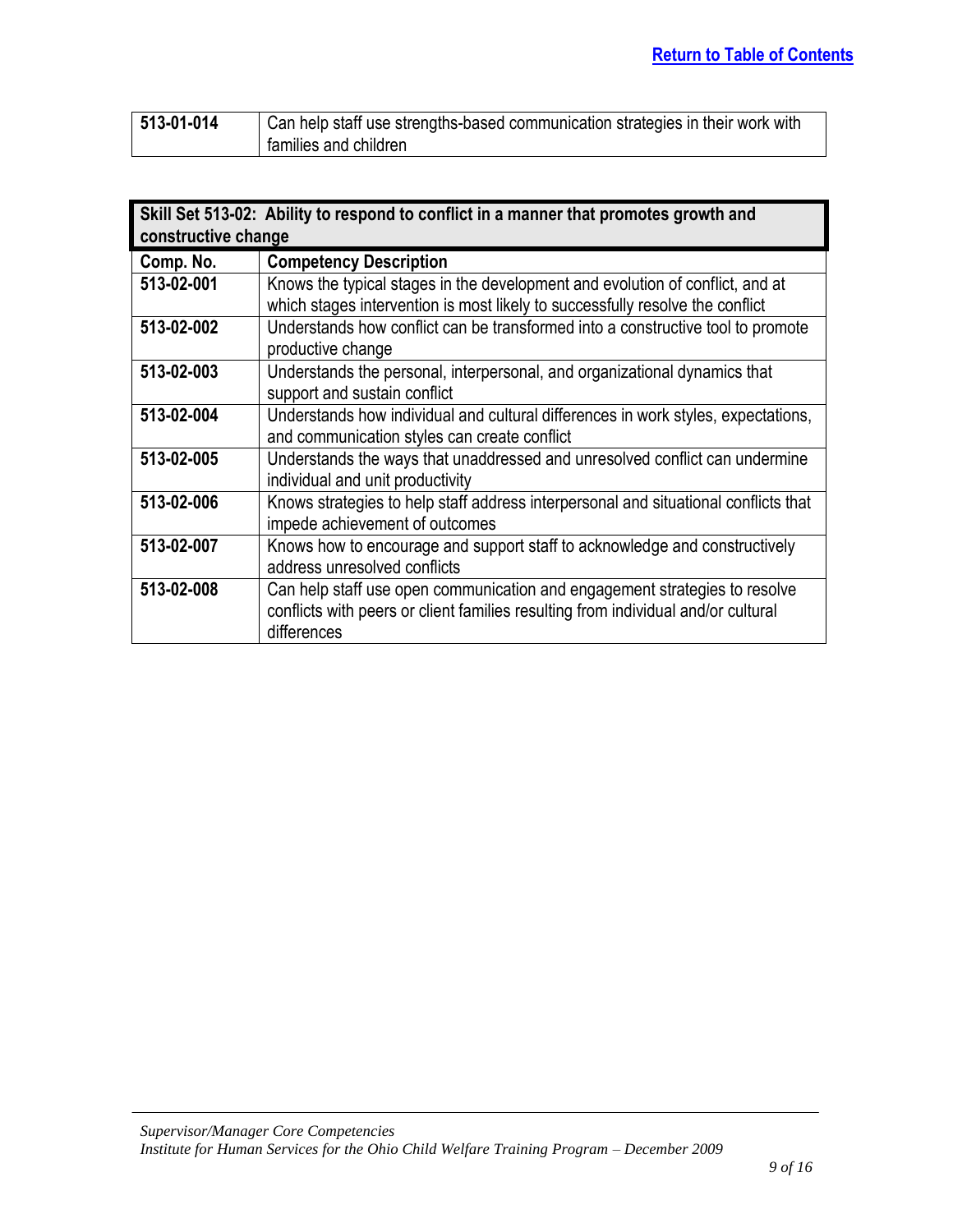[Return to Table of Contents]

| | |
|---|---|
| **513-01-014** | Can help staff use strengths-based communication strategies in their work with families and children |

| **Skill Set 513-02: Ability to respond to conflict in a manner that promotes growth and constructive change** | |
|---|---|
| **Comp. No.** | **Competency Description** |
| **513-02-001** | Knows the typical stages in the development and evolution of conflict, and at which stages intervention is most likely to successfully resolve the conflict |
| **513-02-002** | Understands how conflict can be transformed into a constructive tool to promote productive change |
| **513-02-003** | Understands the personal, interpersonal, and organizational dynamics that support and sustain conflict |
| **513-02-004** | Understands how individual and cultural differences in work styles, expectations, and communication styles can create conflict |
| **513-02-005** | Understands the ways that unaddressed and unresolved conflict can undermine individual and unit productivity |
| **513-02-006** | Knows strategies to help staff address interpersonal and situational conflicts that impede achievement of outcomes |
| **513-02-007** | Knows how to encourage and support staff to acknowledge and constructively address unresolved conflicts |
| **513-02-008** | Can help staff use open communication and engagement strategies to resolve conflicts with peers or client families resulting from individual and/or cultural differences |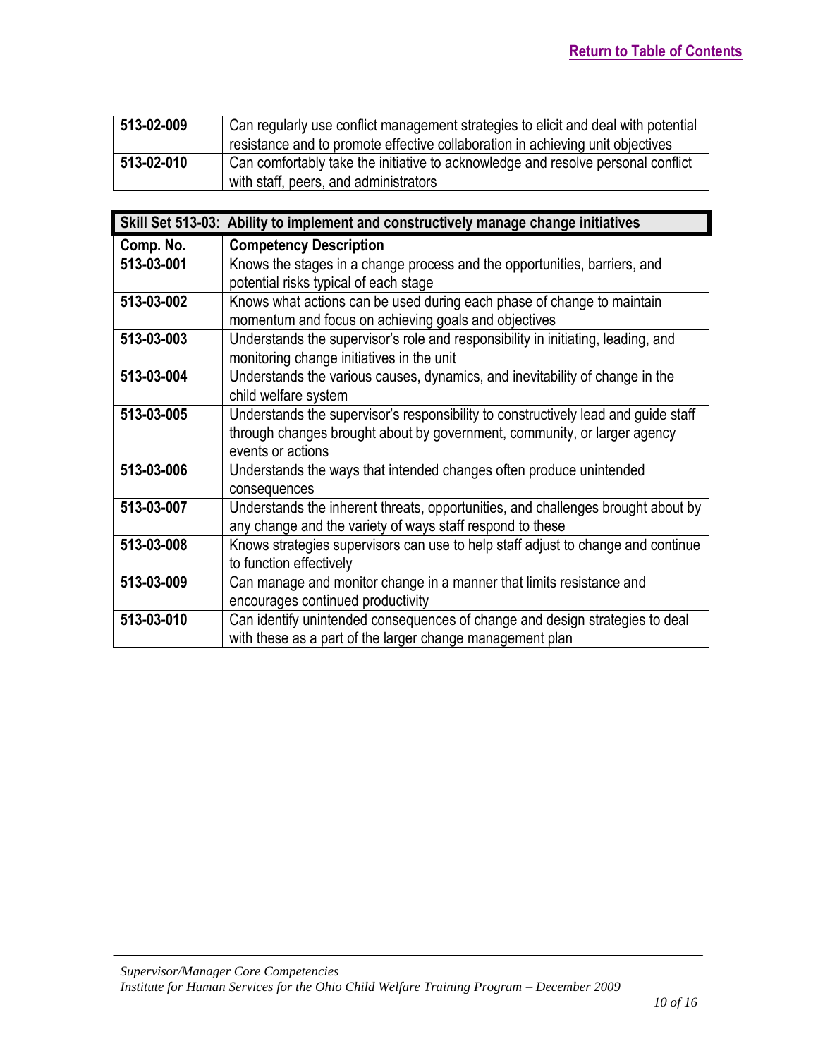[Return to Table of Contents](#)

| | |
|---|---|
| **513-02-009** | Can regularly use conflict management strategies to elicit and deal with potential resistance and to promote effective collaboration in achieving unit objectives |
| **513-02-010** | Can comfortably take the initiative to acknowledge and resolve personal conflict with staff, peers, and administrators |

| **Skill Set 513-03: Ability to implement and constructively manage change initiatives** | |
|---|---|
| **Comp. No.** | **Competency Description** |
| **513-03-001** | Knows the stages in a change process and the opportunities, barriers, and potential risks typical of each stage |
| **513-03-002** | Knows what actions can be used during each phase of change to maintain momentum and focus on achieving goals and objectives |
| **513-03-003** | Understands the supervisor's role and responsibility in initiating, leading, and monitoring change initiatives in the unit |
| **513-03-004** | Understands the various causes, dynamics, and inevitability of change in the child welfare system |
| **513-03-005** | Understands the supervisor's responsibility to constructively lead and guide staff through changes brought about by government, community, or larger agency events or actions |
| **513-03-006** | Understands the ways that intended changes often produce unintended consequences |
| **513-03-007** | Understands the inherent threats, opportunities, and challenges brought about by any change and the variety of ways staff respond to these |
| **513-03-008** | Knows strategies supervisors can use to help staff adjust to change and continue to function effectively |
| **513-03-009** | Can manage and monitor change in a manner that limits resistance and encourages continued productivity |
| **513-03-010** | Can identify unintended consequences of change and design strategies to deal with these as a part of the larger change management plan |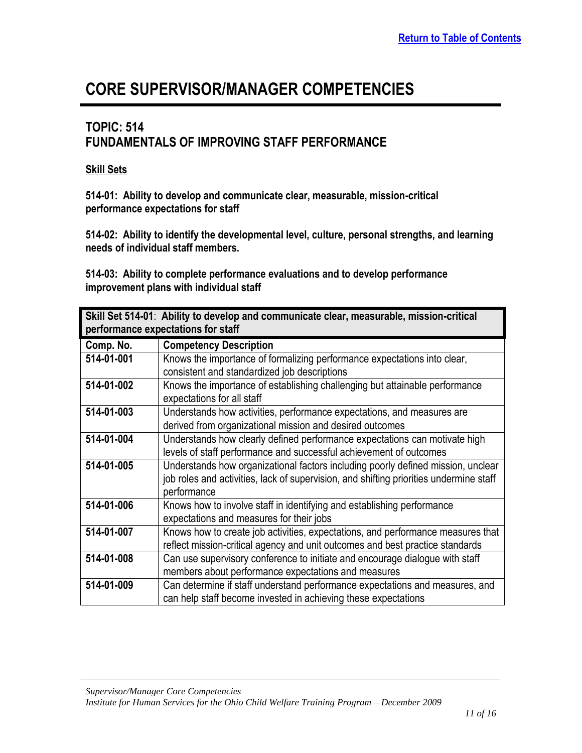# CORE SUPERVISOR/MANAGER COMPETENCIES

## TOPIC: 514
## FUNDAMENTALS OF IMPROVING STAFF PERFORMANCE

**Skill Sets**

**514-01: Ability to develop and communicate clear, measurable, mission-critical performance expectations for staff**

**514-02: Ability to identify the developmental level, culture, personal strengths, and learning needs of individual staff members.**

**514-03: Ability to complete performance evaluations and to develop performance improvement plans with individual staff**

| **Skill Set 514-01**: **Ability to develop and communicate clear, measurable, mission-critical performance expectations for staff** | |
|---|---|
| **Comp. No.** | **Competency Description** |
| **514-01-001** | Knows the importance of formalizing performance expectations into clear, consistent and standardized job descriptions |
| **514-01-002** | Knows the importance of establishing challenging but attainable performance expectations for all staff |
| **514-01-003** | Understands how activities, performance expectations, and measures are derived from organizational mission and desired outcomes |
| **514-01-004** | Understands how clearly defined performance expectations can motivate high levels of staff performance and successful achievement of outcomes |
| **514-01-005** | Understands how organizational factors including poorly defined mission, unclear job roles and activities, lack of supervision, and shifting priorities undermine staff performance |
| **514-01-006** | Knows how to involve staff in identifying and establishing performance expectations and measures for their jobs |
| **514-01-007** | Knows how to create job activities, expectations, and performance measures that reflect mission-critical agency and unit outcomes and best practice standards |
| **514-01-008** | Can use supervisory conference to initiate and encourage dialogue with staff members about performance expectations and measures |
| **514-01-009** | Can determine if staff understand performance expectations and measures, and can help staff become invested in achieving these expectations |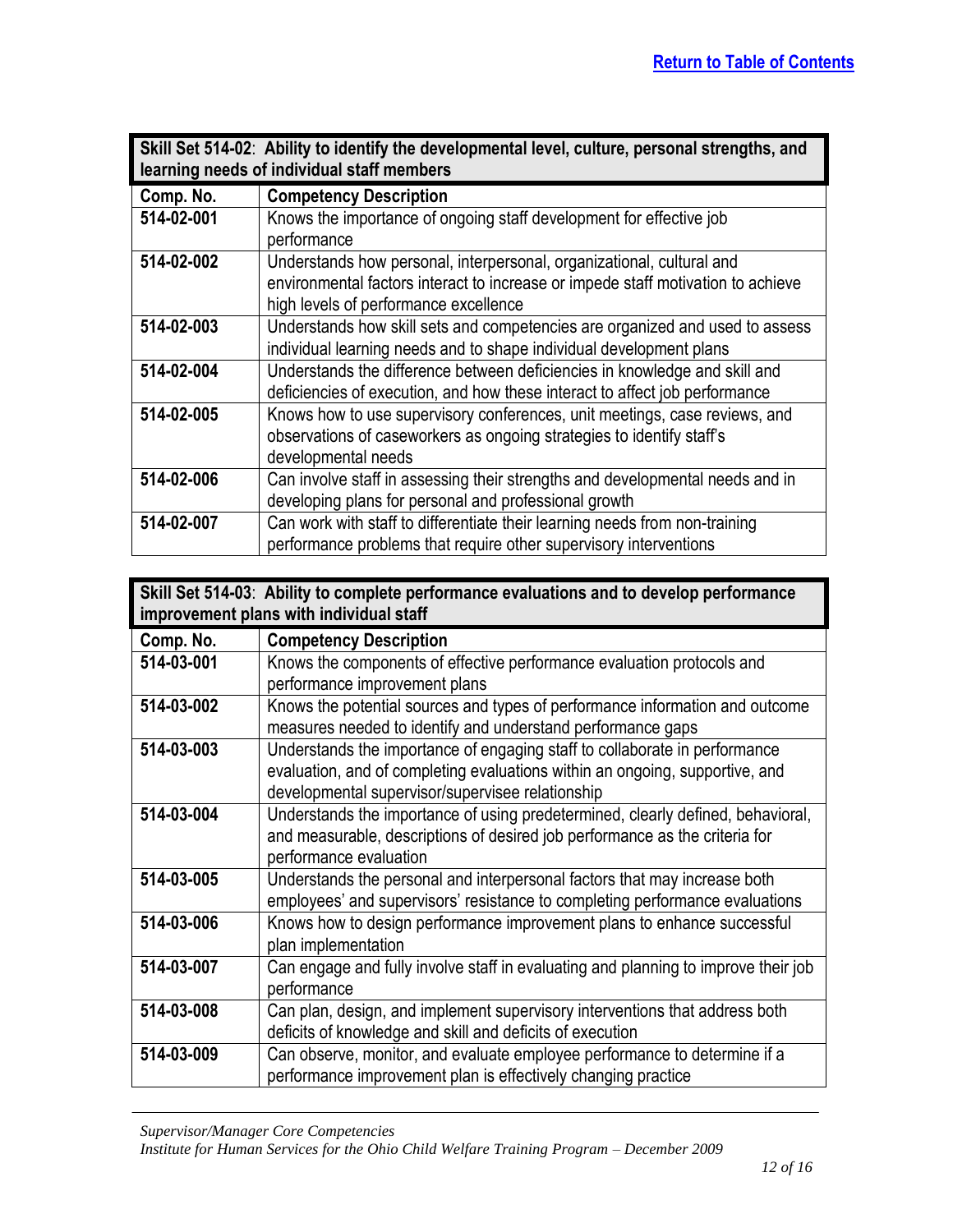[Return to Table of Contents]

**Skill Set 514-02**: **Ability to identify the developmental level, culture, personal strengths, and learning needs of individual staff members**

| Comp. No. | Competency Description |
|---|---|
| 514-02-001 | Knows the importance of ongoing staff development for effective job performance |
| 514-02-002 | Understands how personal, interpersonal, organizational, cultural and environmental factors interact to increase or impede staff motivation to achieve high levels of performance excellence |
| 514-02-003 | Understands how skill sets and competencies are organized and used to assess individual learning needs and to shape individual development plans |
| 514-02-004 | Understands the difference between deficiencies in knowledge and skill and deficiencies of execution, and how these interact to affect job performance |
| 514-02-005 | Knows how to use supervisory conferences, unit meetings, case reviews, and observations of caseworkers as ongoing strategies to identify staff's developmental needs |
| 514-02-006 | Can involve staff in assessing their strengths and developmental needs and in developing plans for personal and professional growth |
| 514-02-007 | Can work with staff to differentiate their learning needs from non-training performance problems that require other supervisory interventions |

**Skill Set 514-03**: **Ability to complete performance evaluations and to develop performance improvement plans with individual staff**

| Comp. No. | Competency Description |
|---|---|
| 514-03-001 | Knows the components of effective performance evaluation protocols and performance improvement plans |
| 514-03-002 | Knows the potential sources and types of performance information and outcome measures needed to identify and understand performance gaps |
| 514-03-003 | Understands the importance of engaging staff to collaborate in performance evaluation, and of completing evaluations within an ongoing, supportive, and developmental supervisor/supervisee relationship |
| 514-03-004 | Understands the importance of using predetermined, clearly defined, behavioral, and measurable, descriptions of desired job performance as the criteria for performance evaluation |
| 514-03-005 | Understands the personal and interpersonal factors that may increase both employees' and supervisors' resistance to completing performance evaluations |
| 514-03-006 | Knows how to design performance improvement plans to enhance successful plan implementation |
| 514-03-007 | Can engage and fully involve staff in evaluating and planning to improve their job performance |
| 514-03-008 | Can plan, design, and implement supervisory interventions that address both deficits of knowledge and skill and deficits of execution |
| 514-03-009 | Can observe, monitor, and evaluate employee performance to determine if a performance improvement plan is effectively changing practice |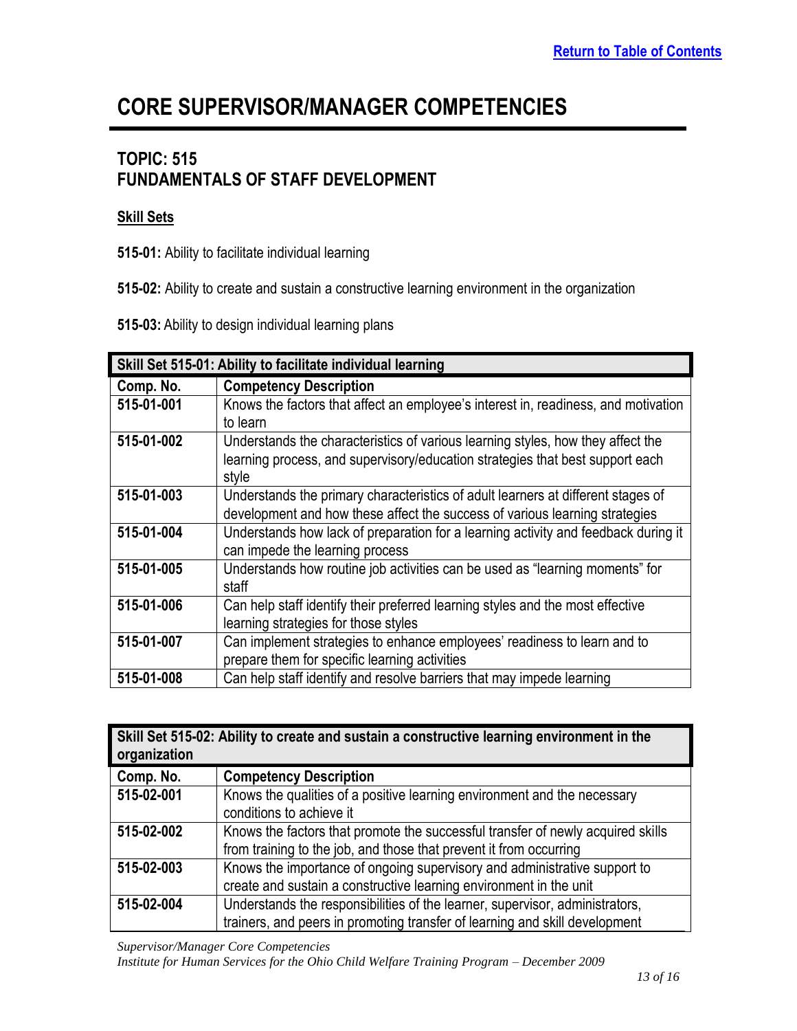# CORE SUPERVISOR/MANAGER COMPETENCIES

## TOPIC: 515
## FUNDAMENTALS OF STAFF DEVELOPMENT

**Skill Sets**

**515-01:** Ability to facilitate individual learning

**515-02:** Ability to create and sustain a constructive learning environment in the organization

**515-03:** Ability to design individual learning plans

| Skill Set 515-01: Ability to facilitate individual learning | |
|---|---|
| **Comp. No.** | **Competency Description** |
| **515-01-001** | Knows the factors that affect an employee's interest in, readiness, and motivation to learn |
| **515-01-002** | Understands the characteristics of various learning styles, how they affect the learning process, and supervisory/education strategies that best support each style |
| **515-01-003** | Understands the primary characteristics of adult learners at different stages of development and how these affect the success of various learning strategies |
| **515-01-004** | Understands how lack of preparation for a learning activity and feedback during it can impede the learning process |
| **515-01-005** | Understands how routine job activities can be used as "learning moments" for staff |
| **515-01-006** | Can help staff identify their preferred learning styles and the most effective learning strategies for those styles |
| **515-01-007** | Can implement strategies to enhance employees' readiness to learn and to prepare them for specific learning activities |
| **515-01-008** | Can help staff identify and resolve barriers that may impede learning |

| Skill Set 515-02: Ability to create and sustain a constructive learning environment in the organization | |
|---|---|
| **Comp. No.** | **Competency Description** |
| **515-02-001** | Knows the qualities of a positive learning environment and the necessary conditions to achieve it |
| **515-02-002** | Knows the factors that promote the successful transfer of newly acquired skills from training to the job, and those that prevent it from occurring |
| **515-02-003** | Knows the importance of ongoing supervisory and administrative support to create and sustain a constructive learning environment in the unit |
| **515-02-004** | Understands the responsibilities of the learner, supervisor, administrators, trainers, and peers in promoting transfer of learning and skill development |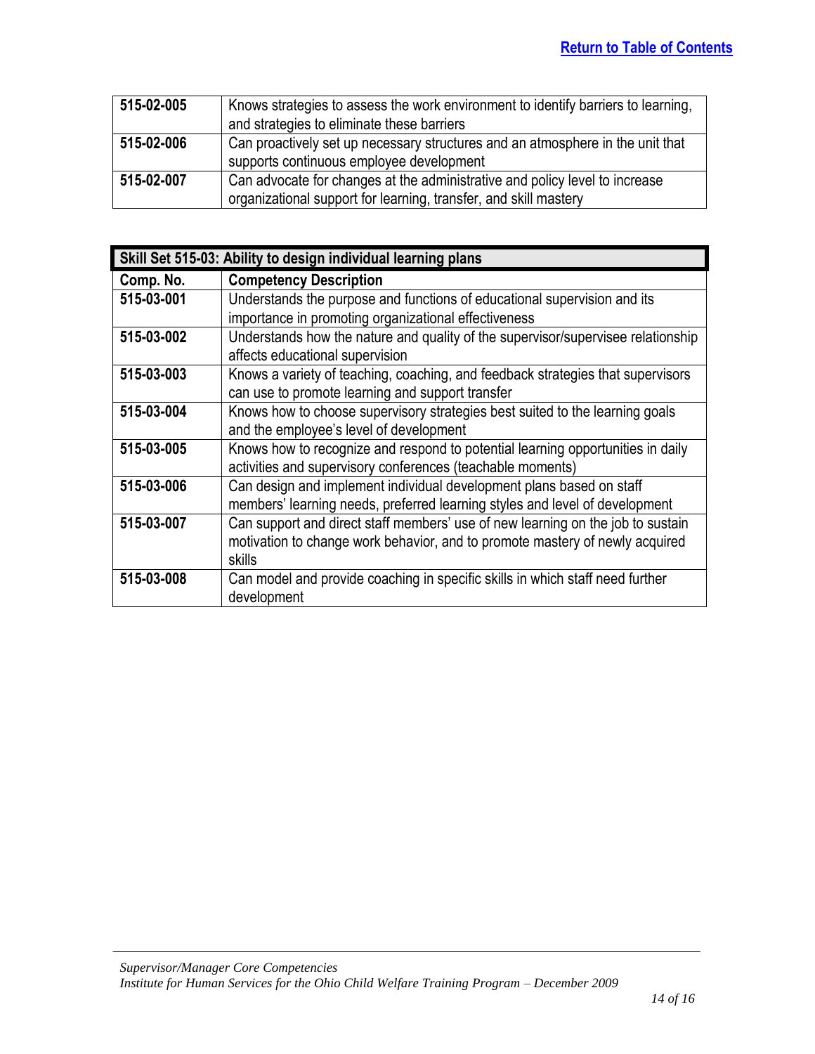[Return to Table of Contents](#)

| | |
|---|---|
| **515-02-005** | Knows strategies to assess the work environment to identify barriers to learning, and strategies to eliminate these barriers |
| **515-02-006** | Can proactively set up necessary structures and an atmosphere in the unit that supports continuous employee development |
| **515-02-007** | Can advocate for changes at the administrative and policy level to increase organizational support for learning, transfer, and skill mastery |

| **Skill Set 515-03: Ability to design individual learning plans** | |
|---|---|
| **Comp. No.** | **Competency Description** |
| **515-03-001** | Understands the purpose and functions of educational supervision and its importance in promoting organizational effectiveness |
| **515-03-002** | Understands how the nature and quality of the supervisor/supervisee relationship affects educational supervision |
| **515-03-003** | Knows a variety of teaching, coaching, and feedback strategies that supervisors can use to promote learning and support transfer |
| **515-03-004** | Knows how to choose supervisory strategies best suited to the learning goals and the employee's level of development |
| **515-03-005** | Knows how to recognize and respond to potential learning opportunities in daily activities and supervisory conferences (teachable moments) |
| **515-03-006** | Can design and implement individual development plans based on staff members' learning needs, preferred learning styles and level of development |
| **515-03-007** | Can support and direct staff members' use of new learning on the job to sustain motivation to change work behavior, and to promote mastery of newly acquired skills |
| **515-03-008** | Can model and provide coaching in specific skills in which staff need further development |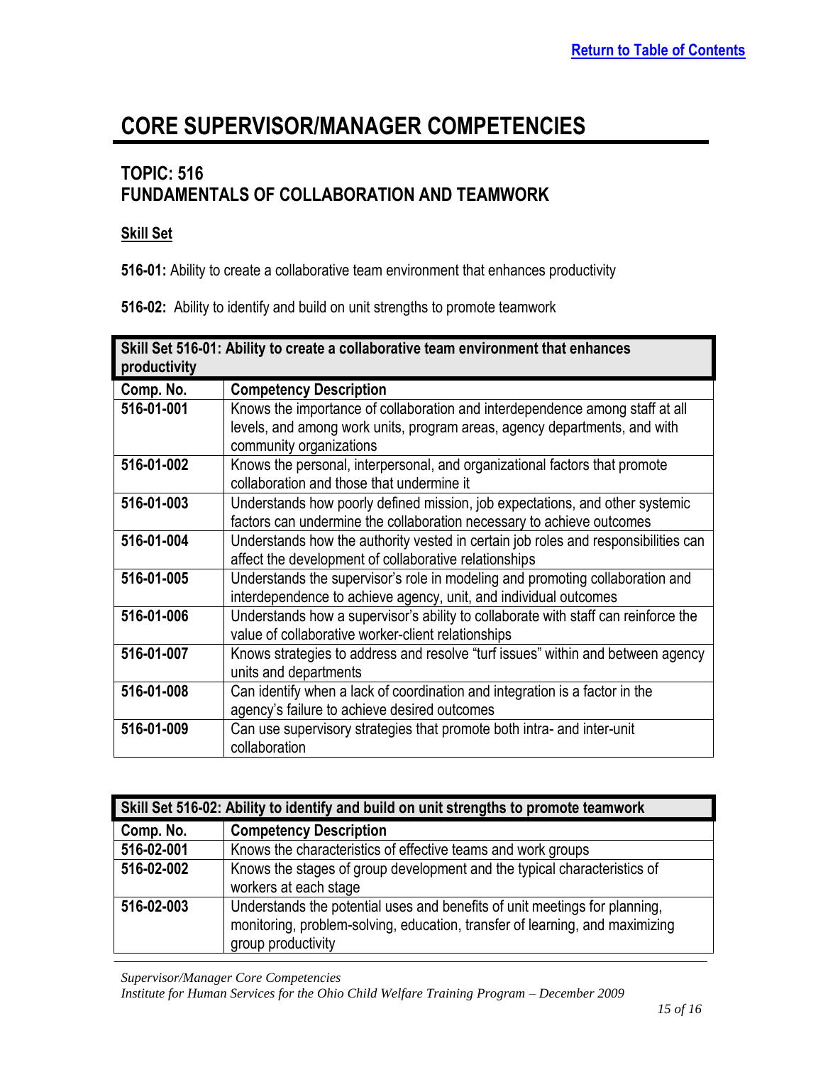[Return to Table of Contents](#)

# CORE SUPERVISOR/MANAGER COMPETENCIES

## TOPIC: 516
## FUNDAMENTALS OF COLLABORATION AND TEAMWORK

**Skill Set**

**516-01:** Ability to create a collaborative team environment that enhances productivity

**516-02:** Ability to identify and build on unit strengths to promote teamwork

| **Skill Set 516-01: Ability to create a collaborative team environment that enhances productivity** | |
|---|---|
| **Comp. No.** | **Competency Description** |
| **516-01-001** | Knows the importance of collaboration and interdependence among staff at all levels, and among work units, program areas, agency departments, and with community organizations |
| **516-01-002** | Knows the personal, interpersonal, and organizational factors that promote collaboration and those that undermine it |
| **516-01-003** | Understands how poorly defined mission, job expectations, and other systemic factors can undermine the collaboration necessary to achieve outcomes |
| **516-01-004** | Understands how the authority vested in certain job roles and responsibilities can affect the development of collaborative relationships |
| **516-01-005** | Understands the supervisor's role in modeling and promoting collaboration and interdependence to achieve agency, unit, and individual outcomes |
| **516-01-006** | Understands how a supervisor's ability to collaborate with staff can reinforce the value of collaborative worker-client relationships |
| **516-01-007** | Knows strategies to address and resolve "turf issues" within and between agency units and departments |
| **516-01-008** | Can identify when a lack of coordination and integration is a factor in the agency's failure to achieve desired outcomes |
| **516-01-009** | Can use supervisory strategies that promote both intra- and inter-unit collaboration |

| **Skill Set 516-02: Ability to identify and build on unit strengths to promote teamwork** | |
|---|---|
| **Comp. No.** | **Competency Description** |
| **516-02-001** | Knows the characteristics of effective teams and work groups |
| **516-02-002** | Knows the stages of group development and the typical characteristics of workers at each stage |
| **516-02-003** | Understands the potential uses and benefits of unit meetings for planning, monitoring, problem-solving, education, transfer of learning, and maximizing group productivity |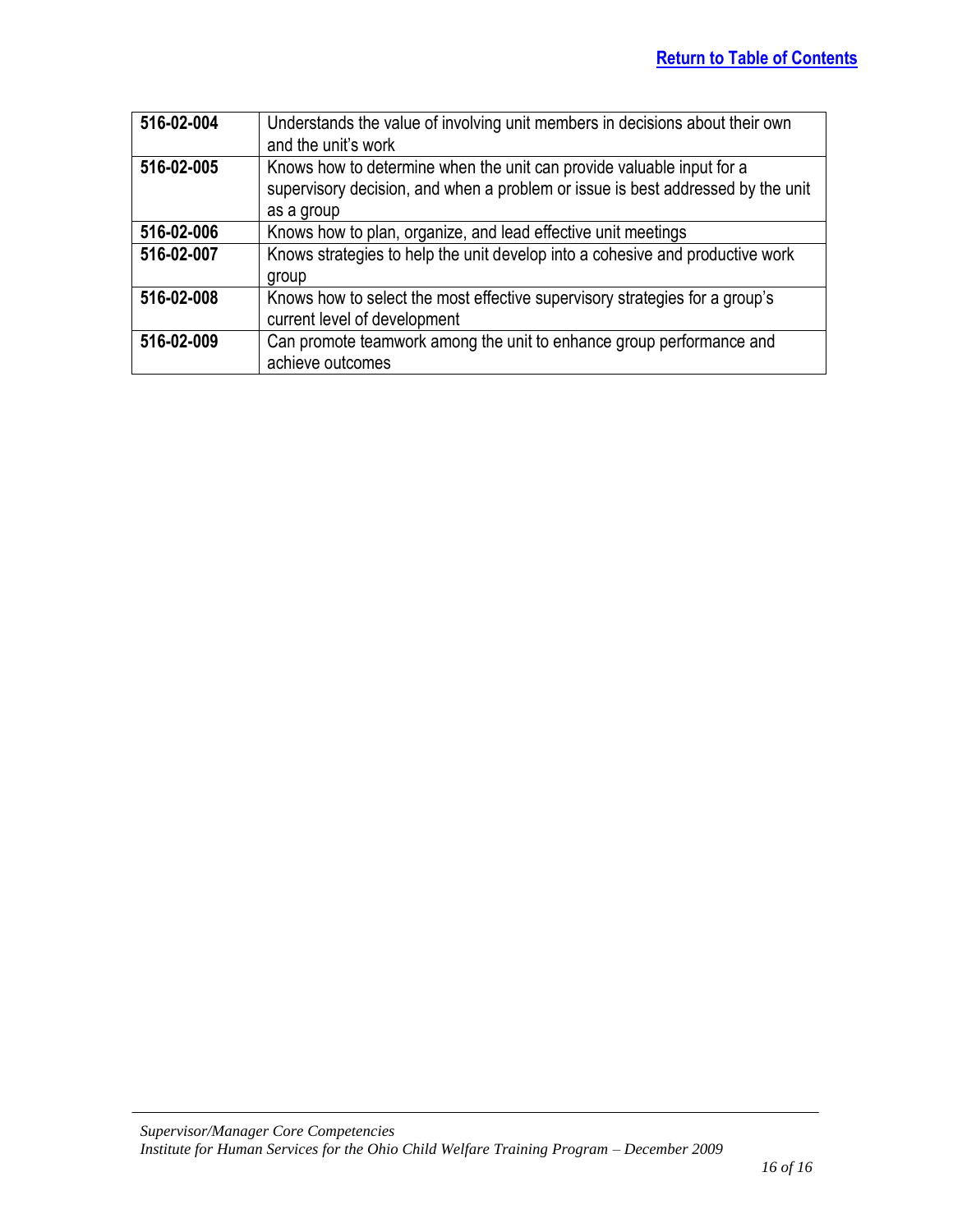[Return to Table of Contents](#)

| | |
|---|---|
| **516-02-004** | Understands the value of involving unit members in decisions about their own and the unit's work |
| **516-02-005** | Knows how to determine when the unit can provide valuable input for a supervisory decision, and when a problem or issue is best addressed by the unit as a group |
| **516-02-006** | Knows how to plan, organize, and lead effective unit meetings |
| **516-02-007** | Knows strategies to help the unit develop into a cohesive and productive work group |
| **516-02-008** | Knows how to select the most effective supervisory strategies for a group's current level of development |
| **516-02-009** | Can promote teamwork among the unit to enhance group performance and achieve outcomes |